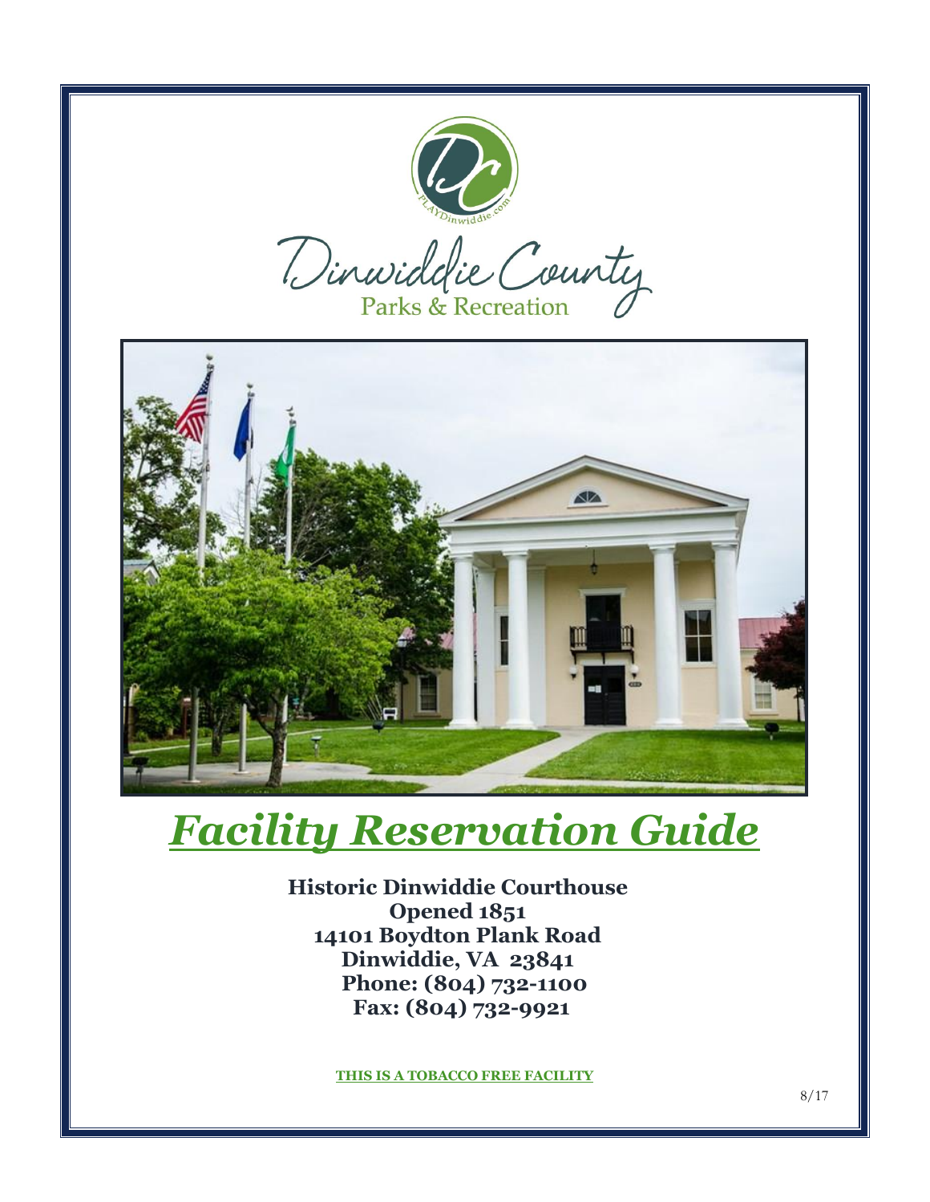Dinwiddie County
Parks & Recreation

# *Facility Reservation Guide*

**Historic Dinwiddie Courthouse**
**Opened 1851**
**14101 Boydton Plank Road**
**Dinwiddie, VA 23841**
**Phone: (804) 732-1100**
**Fax: (804) 732-9921**

**THIS IS A TOBACCO FREE FACILITY**

8/17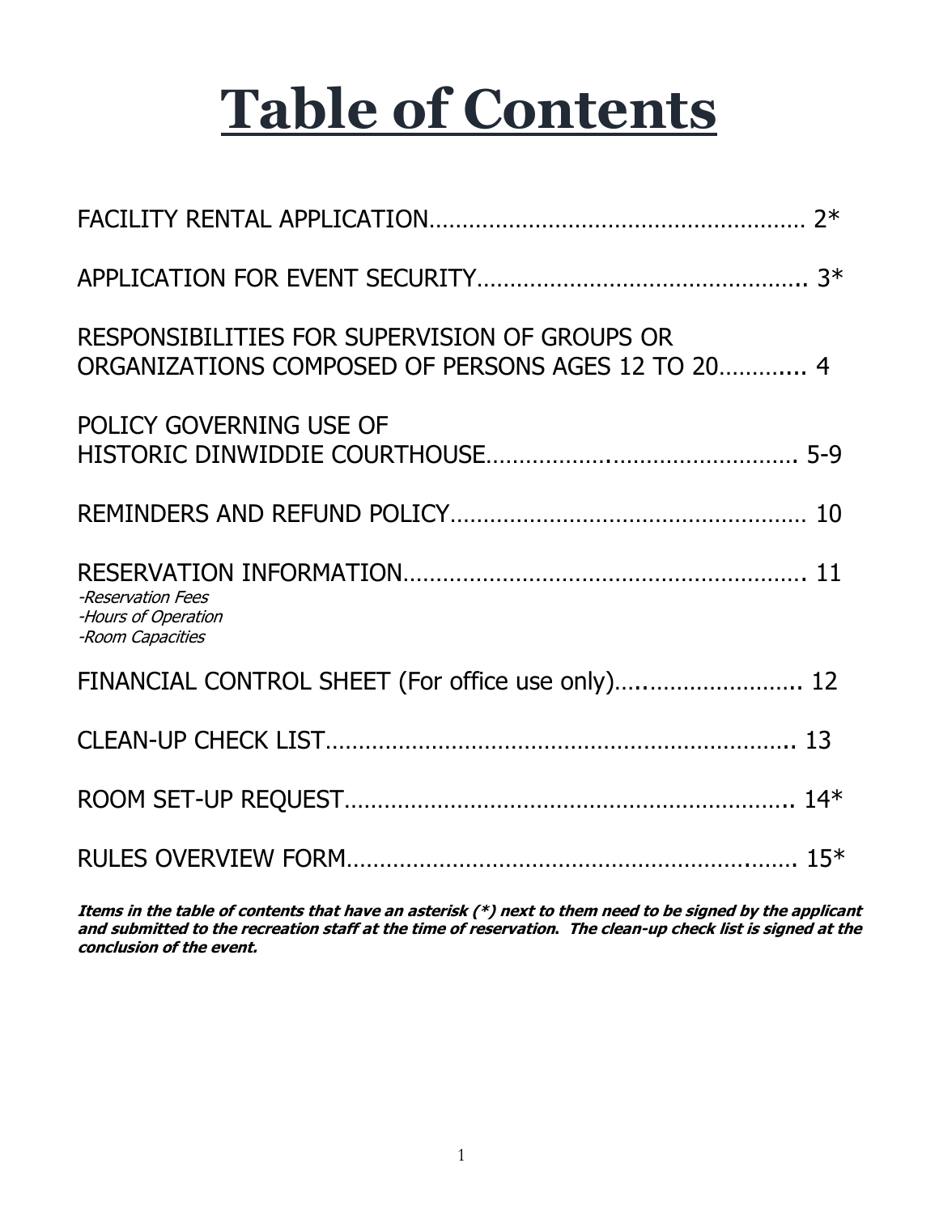# Table of Contents

FACILITY RENTAL APPLICATION……………………………………………… 2*

APPLICATION FOR EVENT SECURITY………………………………………….. 3*

RESPONSIBILITIES FOR SUPERVISION OF GROUPS OR ORGANIZATIONS COMPOSED OF PERSONS AGES 12 TO 20………... 4

POLICY GOVERNING USE OF HISTORIC DINWIDDIE COURTHOUSE…………….......................... 5-9

REMINDERS AND REFUND POLICY……………………………………………… 10

RESERVATION INFORMATION…………………………………………………. 11

*-Reservation Fees*
*-Hours of Operation*
*-Room Capacities*

FINANCIAL CONTROL SHEET (For office use only)…..…………………. 12

CLEAN-UP CHECK LIST……………………………………………………….. 13

ROOM SET-UP REQUEST……………………………………………………….. 14*

RULES OVERVIEW FORM…………………………………………………….…. 15*

***Items in the table of contents that have an asterisk (*) next to them need to be signed by the applicant and submitted to the recreation staff at the time of reservation. The clean-up check list is signed at the conclusion of the event.***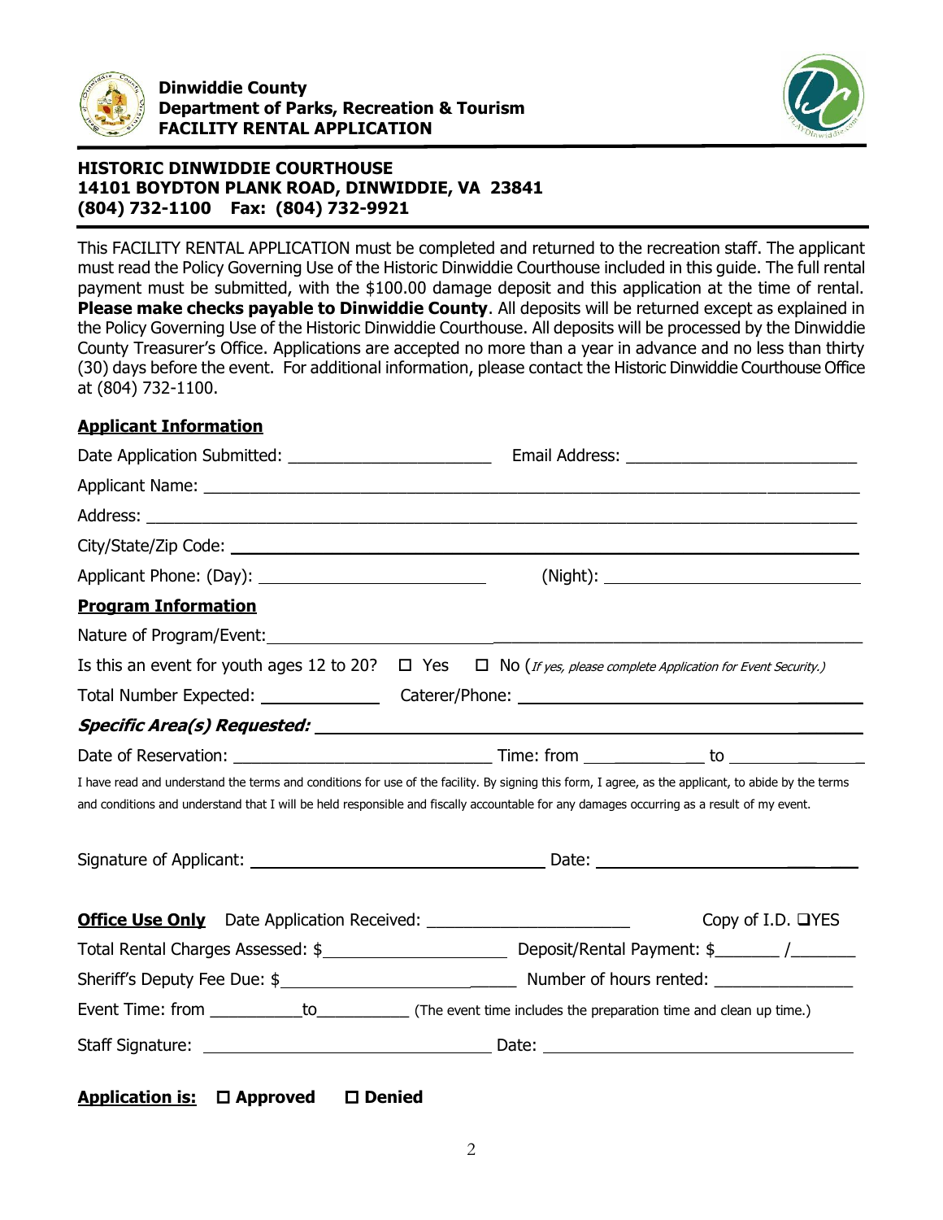**Dinwiddie County**
**Department of Parks, Recreation & Tourism**
**FACILITY RENTAL APPLICATION**

**HISTORIC DINWIDDIE COURTHOUSE**
**14101 BOYDTON PLANK ROAD, DINWIDDIE, VA 23841**
**(804) 732-1100 Fax: (804) 732-9921**

This FACILITY RENTAL APPLICATION must be completed and returned to the recreation staff. The applicant must read the Policy Governing Use of the Historic Dinwiddie Courthouse included in this guide. The full rental payment must be submitted, with the $100.00 damage deposit and this application at the time of rental. **Please make checks payable to Dinwiddie County**. All deposits will be returned except as explained in the Policy Governing Use of the Historic Dinwiddie Courthouse. All deposits will be processed by the Dinwiddie County Treasurer's Office. Applications are accepted no more than a year in advance and no less than thirty (30) days before the event. For additional information, please contact the Historic Dinwiddie Courthouse Office at (804) 732-1100.

**Applicant Information**

Date Application Submitted: ______________________ Email Address: ________________________

Applicant Name: ______________________________________________________________

Address: ____________________________________________________________________

City/State/Zip Code: ____________________________________________________________

Applicant Phone: (Day): ________________________ (Night): __________________________

**Program Information**

Nature of Program/Event: ________________________________________________________

Is this an event for youth ages 12 to 20? ☐ Yes ☐ No (*If yes, please complete Application for Event Security.*)

Total Number Expected: ____________ Caterer/Phone: ____________________________________

***Specific Area(s) Requested:*** ______________________________________________________

Date of Reservation: ____________________________ Time: from ____________ to ____________

I have read and understand the terms and conditions for use of the facility. By signing this form, I agree, as the applicant, to abide by the terms and conditions and understand that I will be held responsible and fiscally accountable for any damages occurring as a result of my event.

Signature of Applicant: _________________________________ Date: ___________________________

**Office Use Only** Date Application Received: ______________________ Copy of I.D. ❑YES

Total Rental Charges Assessed: $____________________ Deposit/Rental Payment: $_______ /_______

Sheriff's Deputy Fee Due: $__________________________ Number of hours rented: _______________

Event Time: from __________to__________ (The event time includes the preparation time and clean up time.)

Staff Signature: _________________________________ Date: _________________________________

**Application is:** ☐ **Approved** ☐ **Denied**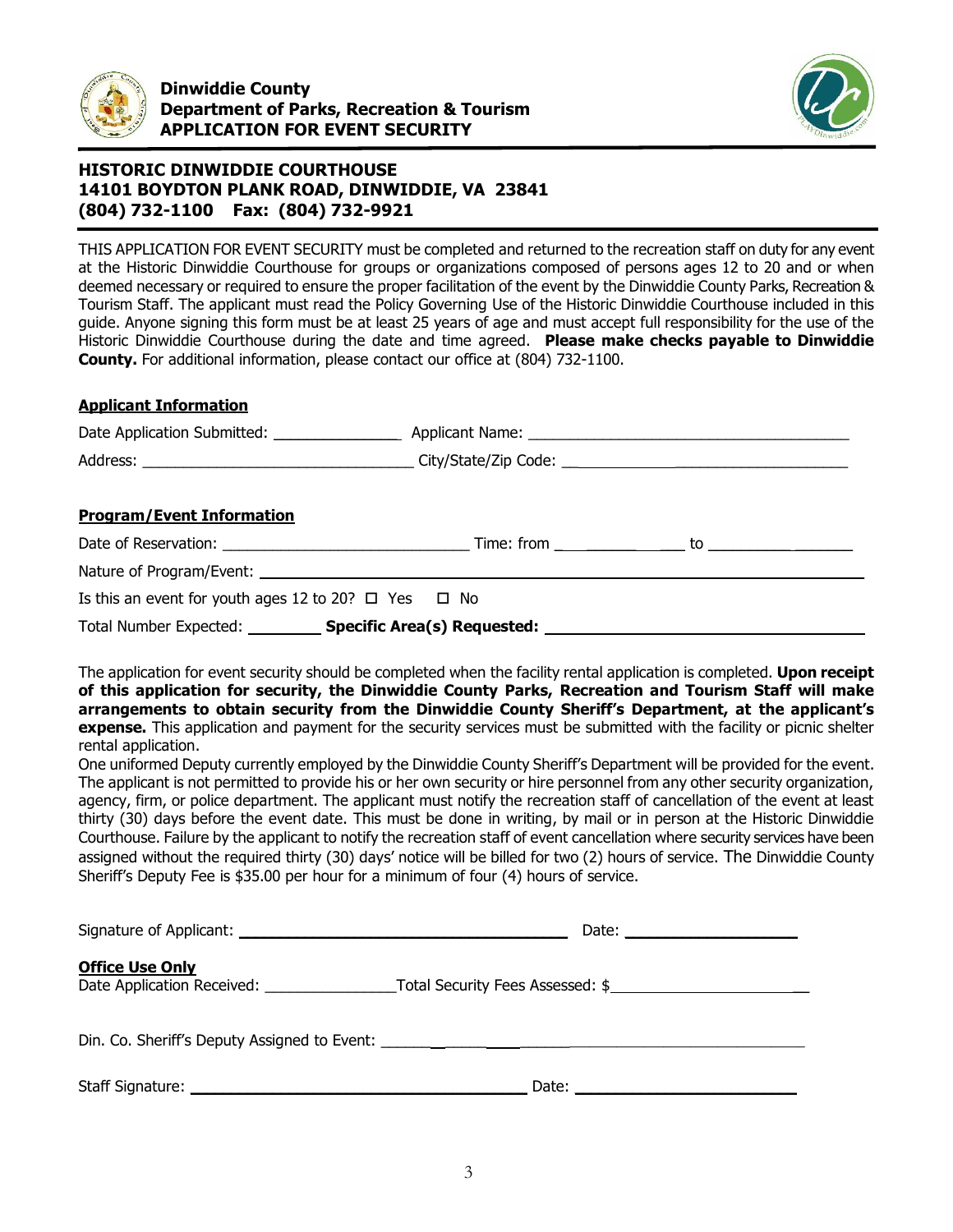**Dinwiddie County**
**Department of Parks, Recreation & Tourism**
**APPLICATION FOR EVENT SECURITY**

**HISTORIC DINWIDDIE COURTHOUSE**
**14101 BOYDTON PLANK ROAD, DINWIDDIE, VA 23841**
**(804) 732-1100 Fax: (804) 732-9921**

THIS APPLICATION FOR EVENT SECURITY must be completed and returned to the recreation staff on duty for any event at the Historic Dinwiddie Courthouse for groups or organizations composed of persons ages 12 to 20 and or when deemed necessary or required to ensure the proper facilitation of the event by the Dinwiddie County Parks, Recreation & Tourism Staff. The applicant must read the Policy Governing Use of the Historic Dinwiddie Courthouse included in this guide. Anyone signing this form must be at least 25 years of age and must accept full responsibility for the use of the Historic Dinwiddie Courthouse during the date and time agreed. **Please make checks payable to Dinwiddie County.** For additional information, please contact our office at (804) 732-1100.

**Applicant Information**

Date Application Submitted: _______________ Applicant Name: ______________________________________

Address: ________________________________ City/State/Zip Code: ____________________________________

**Program/Event Information**

Date of Reservation: _____________________________ Time: from _______________ to __________________

Nature of Program/Event: ___________________________________________________________________

Is this an event for youth ages 12 to 20? ☐ Yes ☐ No

Total Number Expected: _________ **Specific Area(s) Requested:** ____________________________________

The application for event security should be completed when the facility rental application is completed. **Upon receipt of this application for security, the Dinwiddie County Parks, Recreation and Tourism Staff will make arrangements to obtain security from the Dinwiddie County Sheriff's Department, at the applicant's expense.** This application and payment for the security services must be submitted with the facility or picnic shelter rental application.

One uniformed Deputy currently employed by the Dinwiddie County Sheriff's Department will be provided for the event. The applicant is not permitted to provide his or her own security or hire personnel from any other security organization, agency, firm, or police department. The applicant must notify the recreation staff of cancellation of the event at least thirty (30) days before the event date. This must be done in writing, by mail or in person at the Historic Dinwiddie Courthouse. Failure by the applicant to notify the recreation staff of event cancellation where security services have been assigned without the required thirty (30) days' notice will be billed for two (2) hours of service. The Dinwiddie County Sheriff's Deputy Fee is $35.00 per hour for a minimum of four (4) hours of service.

Signature of Applicant: ______________________________________ Date: ____________________

**Office Use Only**

Date Application Received: _______________ Total Security Fees Assessed: $_______________________

Din. Co. Sheriff's Deputy Assigned to Event: ___________________________________________________

Staff Signature: ______________________________________ Date: _________________________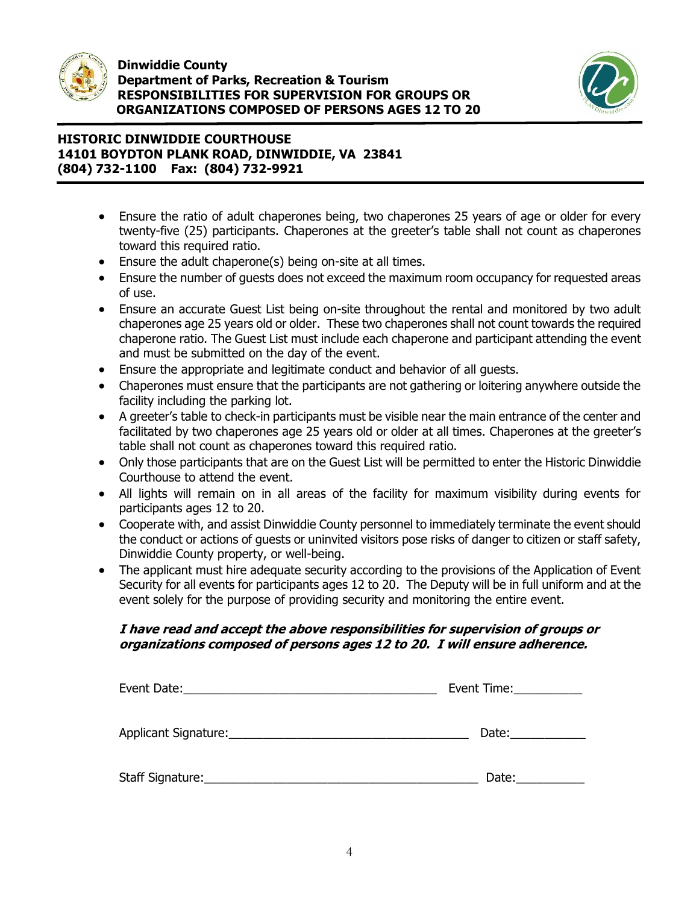**Dinwiddie County**
**Department of Parks, Recreation & Tourism**
**RESPONSIBILITIES FOR SUPERVISION FOR GROUPS OR ORGANIZATIONS COMPOSED OF PERSONS AGES 12 TO 20**

**HISTORIC DINWIDDIE COURTHOUSE**
**14101 BOYDTON PLANK ROAD, DINWIDDIE, VA 23841**
**(804) 732-1100 Fax: (804) 732-9921**

- Ensure the ratio of adult chaperones being, two chaperones 25 years of age or older for every twenty-five (25) participants. Chaperones at the greeter's table shall not count as chaperones toward this required ratio.
- Ensure the adult chaperone(s) being on-site at all times.
- Ensure the number of guests does not exceed the maximum room occupancy for requested areas of use.
- Ensure an accurate Guest List being on-site throughout the rental and monitored by two adult chaperones age 25 years old or older. These two chaperones shall not count towards the required chaperone ratio. The Guest List must include each chaperone and participant attending the event and must be submitted on the day of the event.
- Ensure the appropriate and legitimate conduct and behavior of all guests.
- Chaperones must ensure that the participants are not gathering or loitering anywhere outside the facility including the parking lot.
- A greeter's table to check-in participants must be visible near the main entrance of the center and facilitated by two chaperones age 25 years old or older at all times. Chaperones at the greeter's table shall not count as chaperones toward this required ratio.
- Only those participants that are on the Guest List will be permitted to enter the Historic Dinwiddie Courthouse to attend the event.
- All lights will remain on in all areas of the facility for maximum visibility during events for participants ages 12 to 20.
- Cooperate with, and assist Dinwiddie County personnel to immediately terminate the event should the conduct or actions of guests or uninvited visitors pose risks of danger to citizen or staff safety, Dinwiddie County property, or well-being.
- The applicant must hire adequate security according to the provisions of the Application of Event Security for all events for participants ages 12 to 20. The Deputy will be in full uniform and at the event solely for the purpose of providing security and monitoring the entire event.

***I have read and accept the above responsibilities for supervision of groups or organizations composed of persons ages 12 to 20. I will ensure adherence.***

Event Date:_______________________________________ Event Time:__________

Applicant Signature:___________________________________ Date:___________

Staff Signature:________________________________________ Date:__________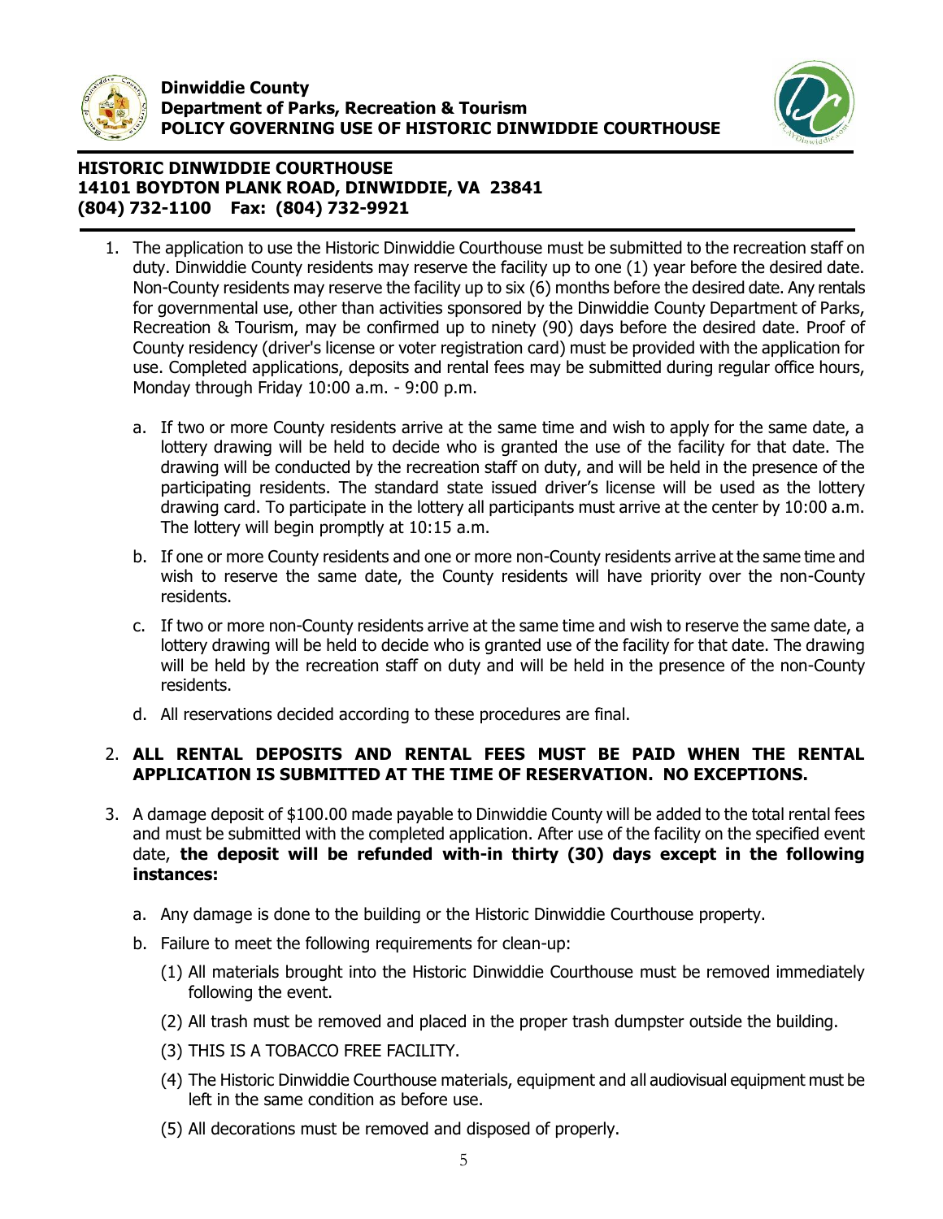**Dinwiddie County**
**Department of Parks, Recreation & Tourism**
**POLICY GOVERNING USE OF HISTORIC DINWIDDIE COURTHOUSE**

**HISTORIC DINWIDDIE COURTHOUSE**
**14101 BOYDTON PLANK ROAD, DINWIDDIE, VA 23841**
**(804) 732-1100 Fax: (804) 732-9921**

1. The application to use the Historic Dinwiddie Courthouse must be submitted to the recreation staff on duty. Dinwiddie County residents may reserve the facility up to one (1) year before the desired date. Non-County residents may reserve the facility up to six (6) months before the desired date. Any rentals for governmental use, other than activities sponsored by the Dinwiddie County Department of Parks, Recreation & Tourism, may be confirmed up to ninety (90) days before the desired date. Proof of County residency (driver's license or voter registration card) must be provided with the application for use. Completed applications, deposits and rental fees may be submitted during regular office hours, Monday through Friday 10:00 a.m. - 9:00 p.m.

   a. If two or more County residents arrive at the same time and wish to apply for the same date, a lottery drawing will be held to decide who is granted the use of the facility for that date. The drawing will be conducted by the recreation staff on duty, and will be held in the presence of the participating residents. The standard state issued driver's license will be used as the lottery drawing card. To participate in the lottery all participants must arrive at the center by 10:00 a.m. The lottery will begin promptly at 10:15 a.m.

   b. If one or more County residents and one or more non-County residents arrive at the same time and wish to reserve the same date, the County residents will have priority over the non-County residents.

   c. If two or more non-County residents arrive at the same time and wish to reserve the same date, a lottery drawing will be held to decide who is granted use of the facility for that date. The drawing will be held by the recreation staff on duty and will be held in the presence of the non-County residents.

   d. All reservations decided according to these procedures are final.

2. **ALL RENTAL DEPOSITS AND RENTAL FEES MUST BE PAID WHEN THE RENTAL APPLICATION IS SUBMITTED AT THE TIME OF RESERVATION. NO EXCEPTIONS.**

3. A damage deposit of $100.00 made payable to Dinwiddie County will be added to the total rental fees and must be submitted with the completed application. After use of the facility on the specified event date, **the deposit will be refunded with-in thirty (30) days except in the following instances:**

   a. Any damage is done to the building or the Historic Dinwiddie Courthouse property.

   b. Failure to meet the following requirements for clean-up:

      (1) All materials brought into the Historic Dinwiddie Courthouse must be removed immediately following the event.

      (2) All trash must be removed and placed in the proper trash dumpster outside the building.

      (3) THIS IS A TOBACCO FREE FACILITY.

      (4) The Historic Dinwiddie Courthouse materials, equipment and all audiovisual equipment must be left in the same condition as before use.

      (5) All decorations must be removed and disposed of properly.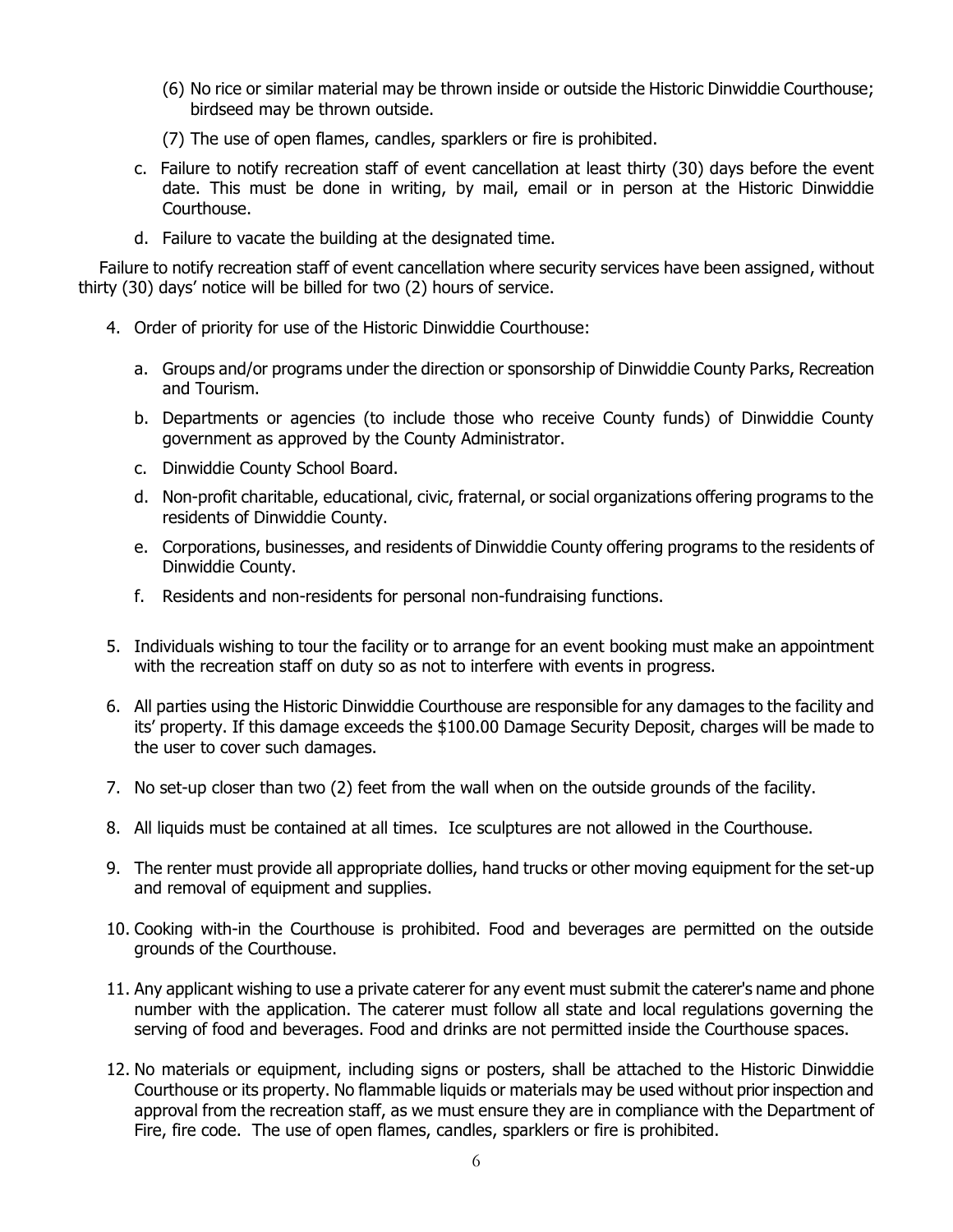(6) No rice or similar material may be thrown inside or outside the Historic Dinwiddie Courthouse; birdseed may be thrown outside.

(7) The use of open flames, candles, sparklers or fire is prohibited.

c. Failure to notify recreation staff of event cancellation at least thirty (30) days before the event date. This must be done in writing, by mail, email or in person at the Historic Dinwiddie Courthouse.

d. Failure to vacate the building at the designated time.

Failure to notify recreation staff of event cancellation where security services have been assigned, without thirty (30) days' notice will be billed for two (2) hours of service.

4. Order of priority for use of the Historic Dinwiddie Courthouse:

   a. Groups and/or programs under the direction or sponsorship of Dinwiddie County Parks, Recreation and Tourism.

   b. Departments or agencies (to include those who receive County funds) of Dinwiddie County government as approved by the County Administrator.

   c. Dinwiddie County School Board.

   d. Non-profit charitable, educational, civic, fraternal, or social organizations offering programs to the residents of Dinwiddie County.

   e. Corporations, businesses, and residents of Dinwiddie County offering programs to the residents of Dinwiddie County.

   f. Residents and non-residents for personal non-fundraising functions.

5. Individuals wishing to tour the facility or to arrange for an event booking must make an appointment with the recreation staff on duty so as not to interfere with events in progress.

6. All parties using the Historic Dinwiddie Courthouse are responsible for any damages to the facility and its' property. If this damage exceeds the $100.00 Damage Security Deposit, charges will be made to the user to cover such damages.

7. No set-up closer than two (2) feet from the wall when on the outside grounds of the facility.

8. All liquids must be contained at all times. Ice sculptures are not allowed in the Courthouse.

9. The renter must provide all appropriate dollies, hand trucks or other moving equipment for the set-up and removal of equipment and supplies.

10. Cooking with-in the Courthouse is prohibited. Food and beverages are permitted on the outside grounds of the Courthouse.

11. Any applicant wishing to use a private caterer for any event must submit the caterer's name and phone number with the application. The caterer must follow all state and local regulations governing the serving of food and beverages. Food and drinks are not permitted inside the Courthouse spaces.

12. No materials or equipment, including signs or posters, shall be attached to the Historic Dinwiddie Courthouse or its property. No flammable liquids or materials may be used without prior inspection and approval from the recreation staff, as we must ensure they are in compliance with the Department of Fire, fire code. The use of open flames, candles, sparklers or fire is prohibited.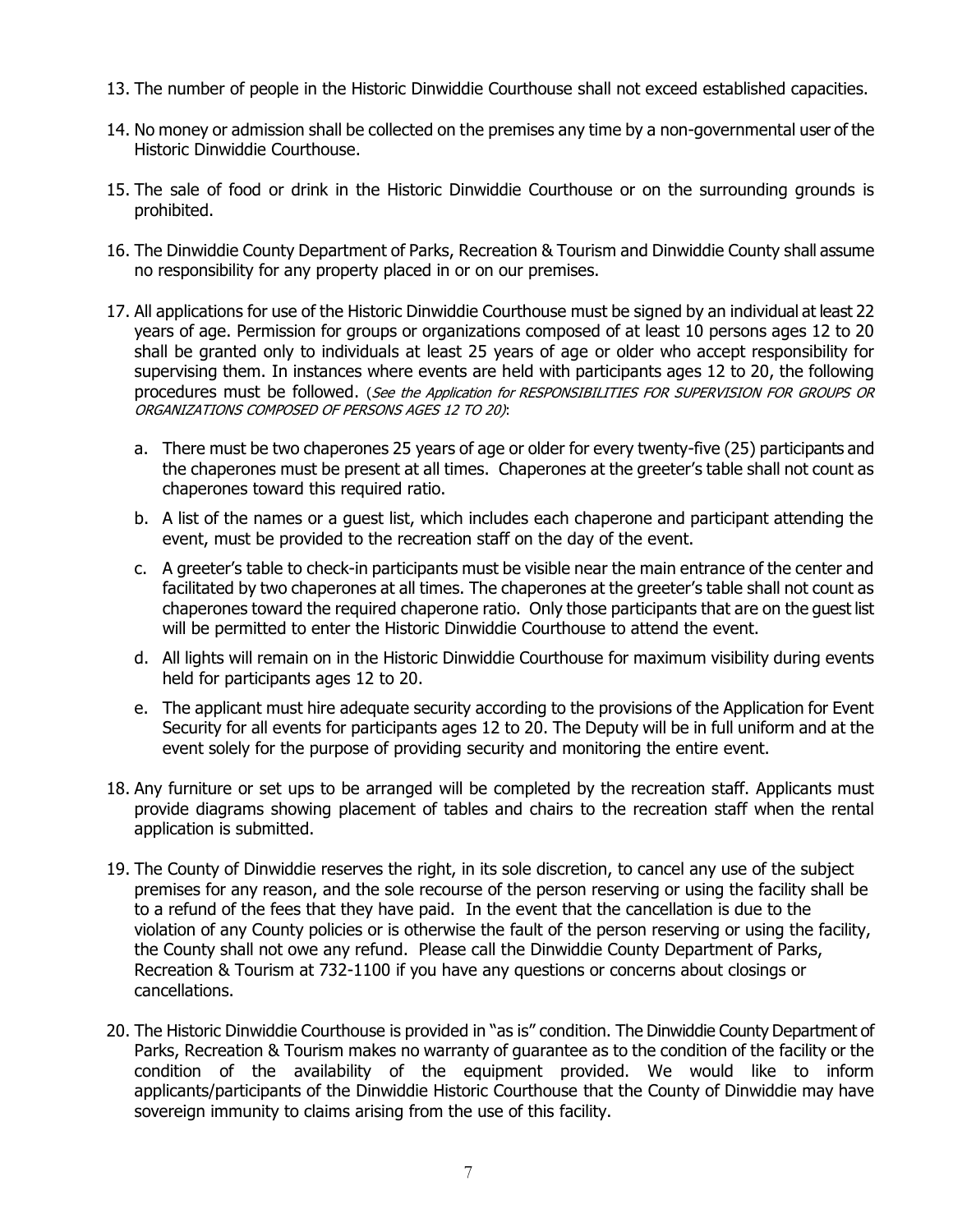13. The number of people in the Historic Dinwiddie Courthouse shall not exceed established capacities.

14. No money or admission shall be collected on the premises any time by a non-governmental user of the Historic Dinwiddie Courthouse.

15. The sale of food or drink in the Historic Dinwiddie Courthouse or on the surrounding grounds is prohibited.

16. The Dinwiddie County Department of Parks, Recreation & Tourism and Dinwiddie County shall assume no responsibility for any property placed in or on our premises.

17. All applications for use of the Historic Dinwiddie Courthouse must be signed by an individual at least 22 years of age. Permission for groups or organizations composed of at least 10 persons ages 12 to 20 shall be granted only to individuals at least 25 years of age or older who accept responsibility for supervising them. In instances where events are held with participants ages 12 to 20, the following procedures must be followed. (*See the Application for RESPONSIBILITIES FOR SUPERVISION FOR GROUPS OR ORGANIZATIONS COMPOSED OF PERSONS AGES 12 TO 20)*:

    a. There must be two chaperones 25 years of age or older for every twenty-five (25) participants and the chaperones must be present at all times. Chaperones at the greeter's table shall not count as chaperones toward this required ratio.

    b. A list of the names or a guest list, which includes each chaperone and participant attending the event, must be provided to the recreation staff on the day of the event.

    c. A greeter's table to check-in participants must be visible near the main entrance of the center and facilitated by two chaperones at all times. The chaperones at the greeter's table shall not count as chaperones toward the required chaperone ratio. Only those participants that are on the guest list will be permitted to enter the Historic Dinwiddie Courthouse to attend the event.

    d. All lights will remain on in the Historic Dinwiddie Courthouse for maximum visibility during events held for participants ages 12 to 20.

    e. The applicant must hire adequate security according to the provisions of the Application for Event Security for all events for participants ages 12 to 20. The Deputy will be in full uniform and at the event solely for the purpose of providing security and monitoring the entire event.

18. Any furniture or set ups to be arranged will be completed by the recreation staff. Applicants must provide diagrams showing placement of tables and chairs to the recreation staff when the rental application is submitted.

19. The County of Dinwiddie reserves the right, in its sole discretion, to cancel any use of the subject premises for any reason, and the sole recourse of the person reserving or using the facility shall be to a refund of the fees that they have paid. In the event that the cancellation is due to the violation of any County policies or is otherwise the fault of the person reserving or using the facility, the County shall not owe any refund. Please call the Dinwiddie County Department of Parks, Recreation & Tourism at 732-1100 if you have any questions or concerns about closings or cancellations.

20. The Historic Dinwiddie Courthouse is provided in "as is" condition. The Dinwiddie County Department of Parks, Recreation & Tourism makes no warranty of guarantee as to the condition of the facility or the condition of the availability of the equipment provided. We would like to inform applicants/participants of the Dinwiddie Historic Courthouse that the County of Dinwiddie may have sovereign immunity to claims arising from the use of this facility.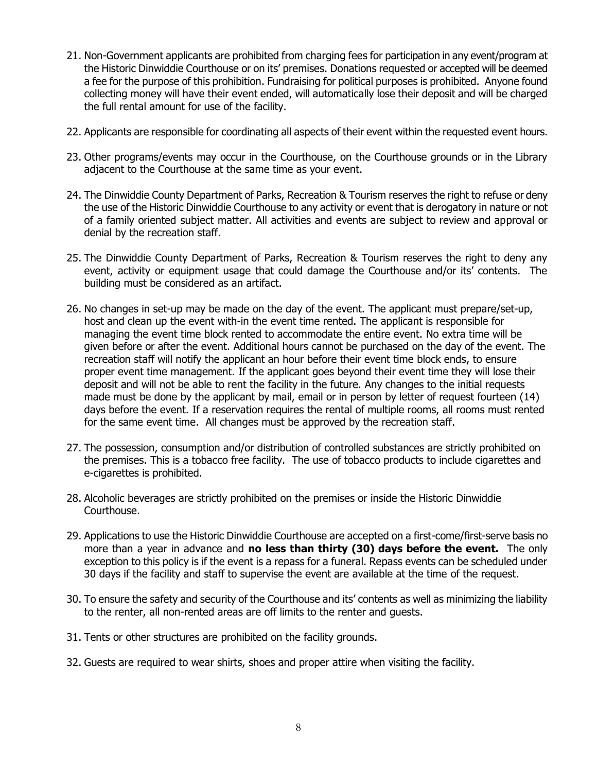21. Non-Government applicants are prohibited from charging fees for participation in any event/program at the Historic Dinwiddie Courthouse or on its' premises. Donations requested or accepted will be deemed a fee for the purpose of this prohibition. Fundraising for political purposes is prohibited. Anyone found collecting money will have their event ended, will automatically lose their deposit and will be charged the full rental amount for use of the facility.

22. Applicants are responsible for coordinating all aspects of their event within the requested event hours.

23. Other programs/events may occur in the Courthouse, on the Courthouse grounds or in the Library adjacent to the Courthouse at the same time as your event.

24. The Dinwiddie County Department of Parks, Recreation & Tourism reserves the right to refuse or deny the use of the Historic Dinwiddie Courthouse to any activity or event that is derogatory in nature or not of a family oriented subject matter. All activities and events are subject to review and approval or denial by the recreation staff.

25. The Dinwiddie County Department of Parks, Recreation & Tourism reserves the right to deny any event, activity or equipment usage that could damage the Courthouse and/or its' contents. The building must be considered as an artifact.

26. No changes in set-up may be made on the day of the event. The applicant must prepare/set-up, host and clean up the event with-in the event time rented. The applicant is responsible for managing the event time block rented to accommodate the entire event. No extra time will be given before or after the event. Additional hours cannot be purchased on the day of the event. The recreation staff will notify the applicant an hour before their event time block ends, to ensure proper event time management. If the applicant goes beyond their event time they will lose their deposit and will not be able to rent the facility in the future. Any changes to the initial requests made must be done by the applicant by mail, email or in person by letter of request fourteen (14) days before the event. If a reservation requires the rental of multiple rooms, all rooms must rented for the same event time. All changes must be approved by the recreation staff.

27. The possession, consumption and/or distribution of controlled substances are strictly prohibited on the premises. This is a tobacco free facility. The use of tobacco products to include cigarettes and e-cigarettes is prohibited.

28. Alcoholic beverages are strictly prohibited on the premises or inside the Historic Dinwiddie Courthouse.

29. Applications to use the Historic Dinwiddie Courthouse are accepted on a first-come/first-serve basis no more than a year in advance and **no less than thirty (30) days before the event.** The only exception to this policy is if the event is a repass for a funeral. Repass events can be scheduled under 30 days if the facility and staff to supervise the event are available at the time of the request.

30. To ensure the safety and security of the Courthouse and its' contents as well as minimizing the liability to the renter, all non-rented areas are off limits to the renter and guests.

31. Tents or other structures are prohibited on the facility grounds.

32. Guests are required to wear shirts, shoes and proper attire when visiting the facility.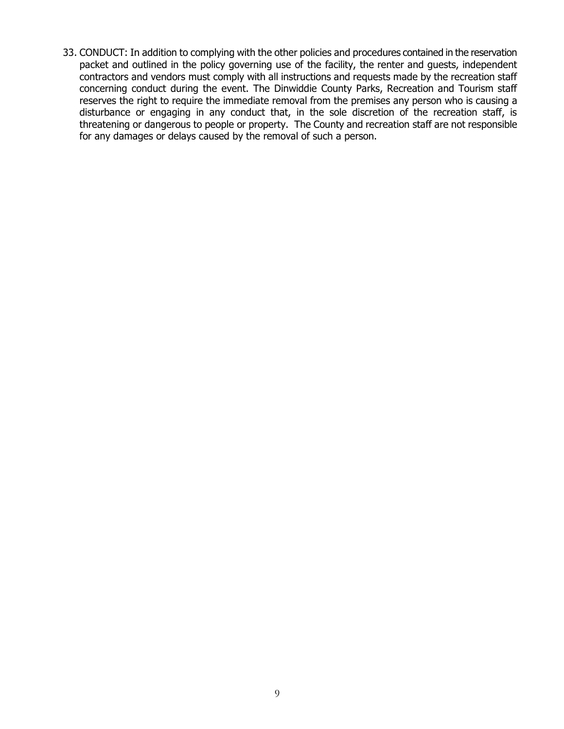33. CONDUCT: In addition to complying with the other policies and procedures contained in the reservation packet and outlined in the policy governing use of the facility, the renter and guests, independent contractors and vendors must comply with all instructions and requests made by the recreation staff concerning conduct during the event. The Dinwiddie County Parks, Recreation and Tourism staff reserves the right to require the immediate removal from the premises any person who is causing a disturbance or engaging in any conduct that, in the sole discretion of the recreation staff, is threatening or dangerous to people or property. The County and recreation staff are not responsible for any damages or delays caused by the removal of such a person.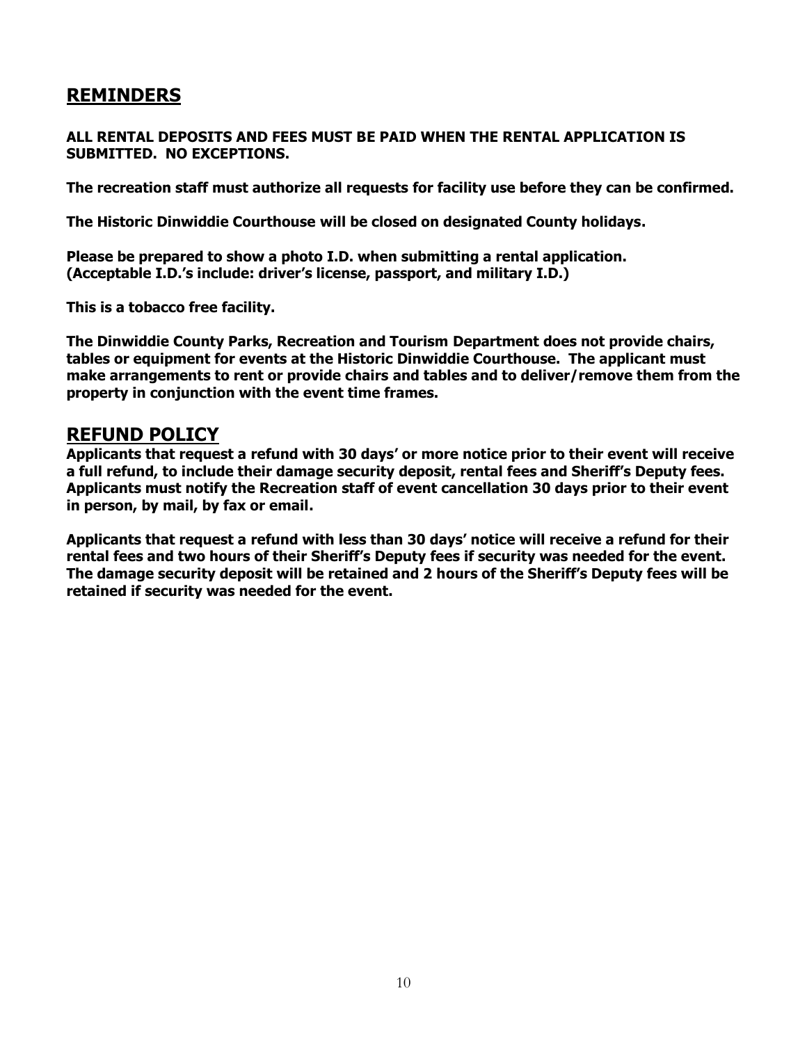## REMINDERS

**ALL RENTAL DEPOSITS AND FEES MUST BE PAID WHEN THE RENTAL APPLICATION IS SUBMITTED. NO EXCEPTIONS.**

**The recreation staff must authorize all requests for facility use before they can be confirmed.**

**The Historic Dinwiddie Courthouse will be closed on designated County holidays.**

**Please be prepared to show a photo I.D. when submitting a rental application. (Acceptable I.D.'s include: driver's license, passport, and military I.D.)**

**This is a tobacco free facility.**

**The Dinwiddie County Parks, Recreation and Tourism Department does not provide chairs, tables or equipment for events at the Historic Dinwiddie Courthouse. The applicant must make arrangements to rent or provide chairs and tables and to deliver/remove them from the property in conjunction with the event time frames.**

## REFUND POLICY

**Applicants that request a refund with 30 days' or more notice prior to their event will receive a full refund, to include their damage security deposit, rental fees and Sheriff's Deputy fees. Applicants must notify the Recreation staff of event cancellation 30 days prior to their event in person, by mail, by fax or email.**

**Applicants that request a refund with less than 30 days' notice will receive a refund for their rental fees and two hours of their Sheriff's Deputy fees if security was needed for the event. The damage security deposit will be retained and 2 hours of the Sheriff's Deputy fees will be retained if security was needed for the event.**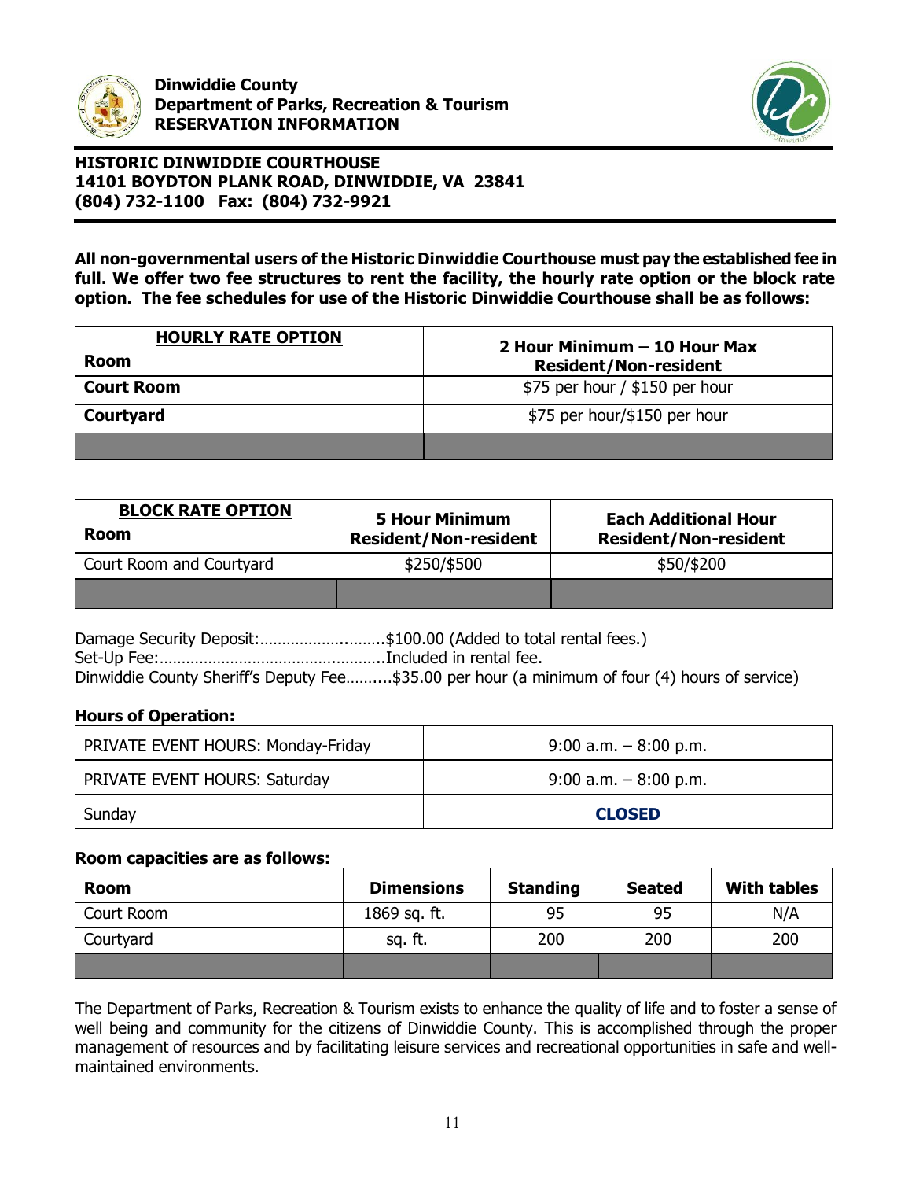**Dinwiddie County**
**Department of Parks, Recreation & Tourism**
**RESERVATION INFORMATION**

**HISTORIC DINWIDDIE COURTHOUSE**
**14101 BOYDTON PLANK ROAD, DINWIDDIE, VA 23841**
**(804) 732-1100 Fax: (804) 732-9921**

**All non-governmental users of the Historic Dinwiddie Courthouse must pay the established fee in full. We offer two fee structures to rent the facility, the hourly rate option or the block rate option. The fee schedules for use of the Historic Dinwiddie Courthouse shall be as follows:**

| **HOURLY RATE OPTION** Room | **2 Hour Minimum – 10 Hour Max Resident/Non-resident** |
|---|---|
| **Court Room** | $75 per hour / $150 per hour |
| **Courtyard** | $75 per hour/$150 per hour |
| | |

| **BLOCK RATE OPTION** Room | **5 Hour Minimum Resident/Non-resident** | **Each Additional Hour Resident/Non-resident** |
|---|---|---|
| Court Room and Courtyard | $250/$500 | $50/$200 |
| | | |

Damage Security Deposit:……………………….$100.00 (Added to total rental fees.)
Set-Up Fee:…………………………………………..Included in rental fee.
Dinwiddie County Sheriff's Deputy Fee………..$35.00 per hour (a minimum of four (4) hours of service)

**Hours of Operation:**

| | |
|---|---|
| PRIVATE EVENT HOURS: Monday-Friday | 9:00 a.m. – 8:00 p.m. |
| PRIVATE EVENT HOURS: Saturday | 9:00 a.m. – 8:00 p.m. |
| Sunday | **CLOSED** |

**Room capacities are as follows:**

| Room | Dimensions | Standing | Seated | With tables |
|---|---|---|---|---|
| Court Room | 1869 sq. ft. | 95 | 95 | N/A |
| Courtyard | sq. ft. | 200 | 200 | 200 |
| | | | | |

The Department of Parks, Recreation & Tourism exists to enhance the quality of life and to foster a sense of well being and community for the citizens of Dinwiddie County. This is accomplished through the proper management of resources and by facilitating leisure services and recreational opportunities in safe and well-maintained environments.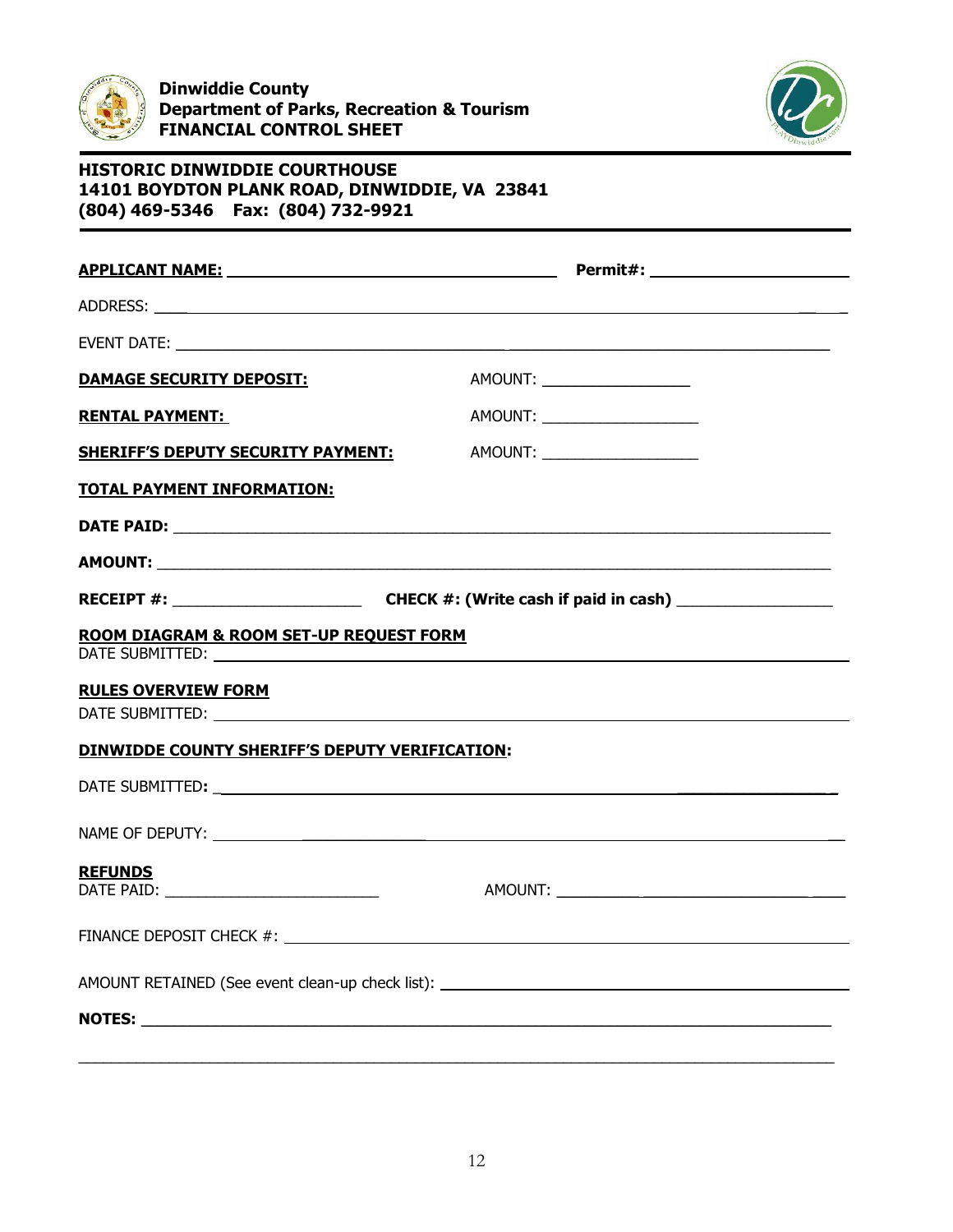**Dinwiddie County**
**Department of Parks, Recreation & Tourism**
**FINANCIAL CONTROL SHEET**

**HISTORIC DINWIDDIE COURTHOUSE**
**14101 BOYDTON PLANK ROAD, DINWIDDIE, VA 23841**
**(804) 469-5346 Fax: (804) 732-9921**

**APPLICANT NAME:** ______________________________ **Permit#:** ____________________

ADDRESS: ________________________________________________________________________

EVENT DATE: _____________________________________________________________________

**DAMAGE SECURITY DEPOSIT:** AMOUNT: ________________

**RENTAL PAYMENT:** AMOUNT: ________________

**SHERIFF'S DEPUTY SECURITY PAYMENT:** AMOUNT: ________________

**TOTAL PAYMENT INFORMATION:**

**DATE PAID:** ___________________________________________________________________

**AMOUNT:** _____________________________________________________________________

**RECEIPT #:** ____________________ **CHECK #: (Write cash if paid in cash)** ________________

**ROOM DIAGRAM & ROOM SET-UP REQUEST FORM**
DATE SUBMITTED: ________________________________________________________________

**RULES OVERVIEW FORM**
DATE SUBMITTED: ________________________________________________________________

**DINWIDDE COUNTY SHERIFF'S DEPUTY VERIFICATION:**

DATE SUBMITTED: ________________________________________________________________

NAME OF DEPUTY: ________________________________________________________________

**REFUNDS**
DATE PAID: ______________________ AMOUNT: ______________________________

FINANCE DEPOSIT CHECK #: _________________________________________________________

AMOUNT RETAINED (See event clean-up check list): _____________________________________

**NOTES:** ______________________________________________________________________

_______________________________________________________________________________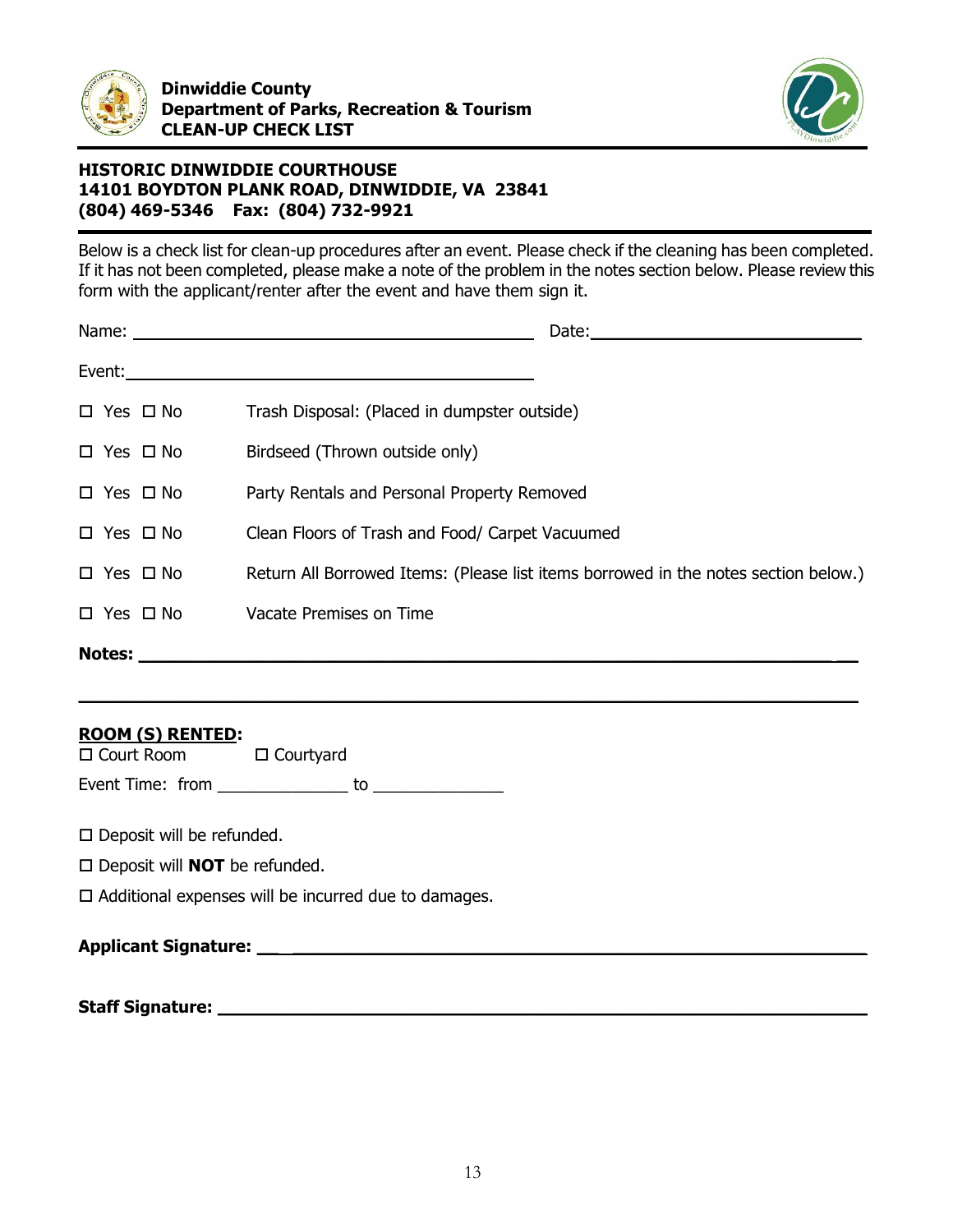**Dinwiddie County**
**Department of Parks, Recreation & Tourism**
**CLEAN-UP CHECK LIST**

**HISTORIC DINWIDDIE COURTHOUSE**
**14101 BOYDTON PLANK ROAD, DINWIDDIE, VA 23841**
**(804) 469-5346 Fax: (804) 732-9921**

Below is a check list for clean-up procedures after an event. Please check if the cleaning has been completed. If it has not been completed, please make a note of the problem in the notes section below. Please review this form with the applicant/renter after the event and have them sign it.

Name: ______________________________ Date: ______________________

Event: ______________________________

☐ Yes ☐ No Trash Disposal: (Placed in dumpster outside)

☐ Yes ☐ No Birdseed (Thrown outside only)

☐ Yes ☐ No Party Rentals and Personal Property Removed

☐ Yes ☐ No Clean Floors of Trash and Food/ Carpet Vacuumed

☐ Yes ☐ No Return All Borrowed Items: (Please list items borrowed in the notes section below.)

☐ Yes ☐ No Vacate Premises on Time

**Notes:** ____________________________________________________________

______________________________________________________________________

**ROOM (S) RENTED:**

☐ Court Room ☐ Courtyard

Event Time: from ______________ to ______________

☐ Deposit will be refunded.

☐ Deposit will **NOT** be refunded.

☐ Additional expenses will be incurred due to damages.

**Applicant Signature:** ____________________________________________

**Staff Signature:** ____________________________________________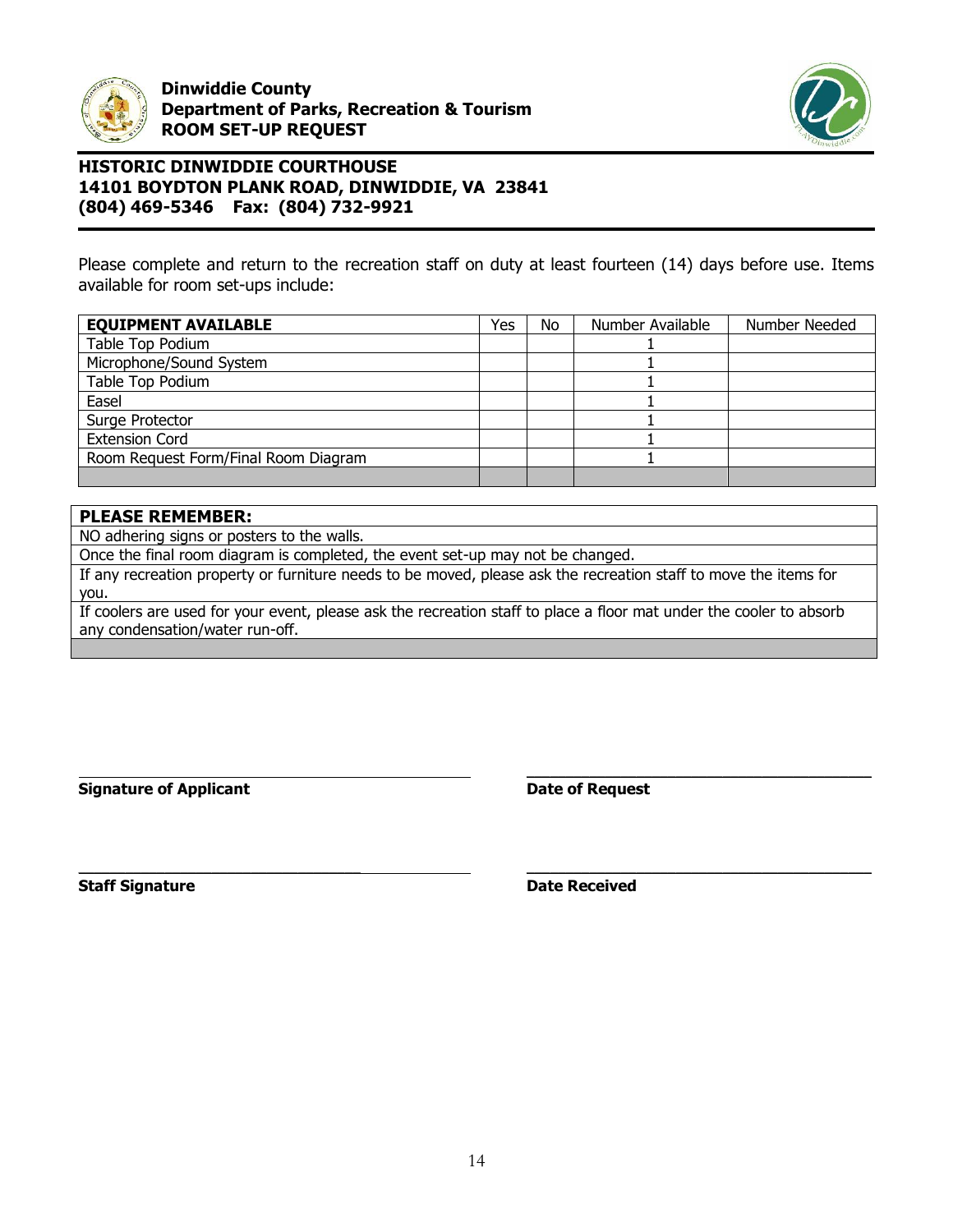**Dinwiddie County**
**Department of Parks, Recreation & Tourism**
**ROOM SET-UP REQUEST**

## HISTORIC DINWIDDIE COURTHOUSE
**14101 BOYDTON PLANK ROAD, DINWIDDIE, VA 23841**
**(804) 469-5346 Fax: (804) 732-9921**

Please complete and return to the recreation staff on duty at least fourteen (14) days before use. Items available for room set-ups include:

| **EQUIPMENT AVAILABLE** | Yes | No | Number Available | Number Needed |
|---|---|---|---|---|
| Table Top Podium | | | 1 | |
| Microphone/Sound System | | | 1 | |
| Table Top Podium | | | 1 | |
| Easel | | | 1 | |
| Surge Protector | | | 1 | |
| Extension Cord | | | 1 | |
| Room Request Form/Final Room Diagram | | | 1 | |
| | | | | |

| **PLEASE REMEMBER:** |
|---|
| NO adhering signs or posters to the walls. |
| Once the final room diagram is completed, the event set-up may not be changed. |
| If any recreation property or furniture needs to be moved, please ask the recreation staff to move the items for you. |
| If coolers are used for your event, please ask the recreation staff to place a floor mat under the cooler to absorb any condensation/water run-off. |
| |

______________________________ ______________________________

**Signature of Applicant** **Date of Request**

______________________________ ______________________________

**Staff Signature** **Date Received**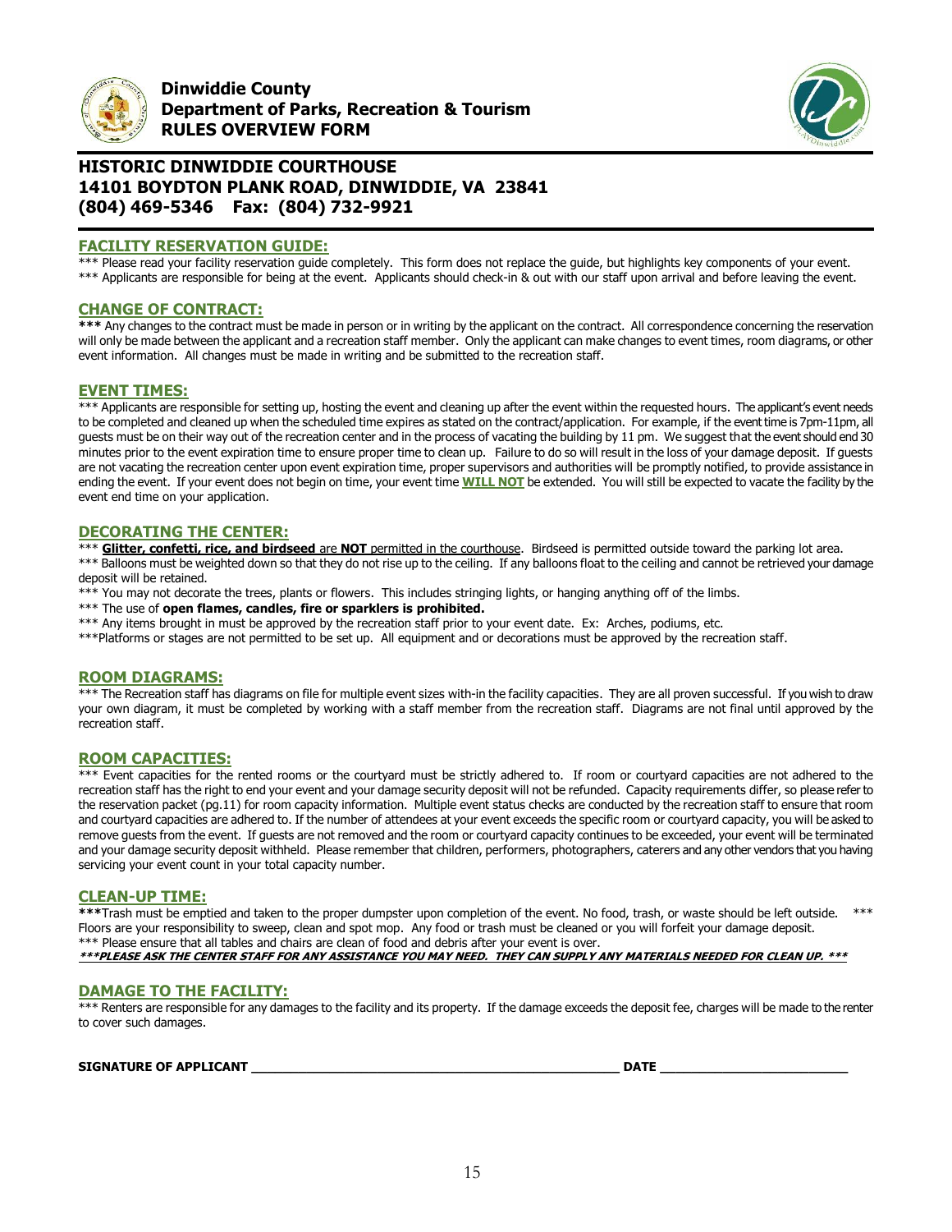**Dinwiddie County**
**Department of Parks, Recreation & Tourism**
**RULES OVERVIEW FORM**

# HISTORIC DINWIDDIE COURTHOUSE
# 14101 BOYDTON PLANK ROAD, DINWIDDIE, VA 23841
# (804) 469-5346 Fax: (804) 732-9921

## FACILITY RESERVATION GUIDE:

*** Please read your facility reservation guide completely. This form does not replace the guide, but highlights key components of your event.
*** Applicants are responsible for being at the event. Applicants should check-in & out with our staff upon arrival and before leaving the event.

## CHANGE OF CONTRACT:

**\*\*\*** Any changes to the contract must be made in person or in writing by the applicant on the contract. All correspondence concerning the reservation will only be made between the applicant and a recreation staff member. Only the applicant can make changes to event times, room diagrams, or other event information. All changes must be made in writing and be submitted to the recreation staff.

## EVENT TIMES:

*** Applicants are responsible for setting up, hosting the event and cleaning up after the event within the requested hours. The applicant's event needs to be completed and cleaned up when the scheduled time expires as stated on the contract/application. For example, if the event time is 7pm-11pm, all guests must be on their way out of the recreation center and in the process of vacating the building by 11 pm. We suggest that the event should end 30 minutes prior to the event expiration time to ensure proper time to clean up. Failure to do so will result in the loss of your damage deposit. If guests are not vacating the recreation center upon event expiration time, proper supervisors and authorities will be promptly notified, to provide assistance in ending the event. If your event does not begin on time, your event time **WILL NOT** be extended. You will still be expected to vacate the facility by the event end time on your application.

## DECORATING THE CENTER:

*** **Glitter, confetti, rice, and birdseed** are **NOT** permitted in the courthouse. Birdseed is permitted outside toward the parking lot area.
*** Balloons must be weighted down so that they do not rise up to the ceiling. If any balloons float to the ceiling and cannot be retrieved your damage deposit will be retained.
*** You may not decorate the trees, plants or flowers. This includes stringing lights, or hanging anything off of the limbs.
*** The use of **open flames, candles, fire or sparklers is prohibited.**
*** Any items brought in must be approved by the recreation staff prior to your event date. Ex: Arches, podiums, etc.
***Platforms or stages are not permitted to be set up. All equipment and or decorations must be approved by the recreation staff.

## ROOM DIAGRAMS:

*** The Recreation staff has diagrams on file for multiple event sizes with-in the facility capacities. They are all proven successful. If you wish to draw your own diagram, it must be completed by working with a staff member from the recreation staff. Diagrams are not final until approved by the recreation staff.

## ROOM CAPACITIES:

*** Event capacities for the rented rooms or the courtyard must be strictly adhered to. If room or courtyard capacities are not adhered to the recreation staff has the right to end your event and your damage security deposit will not be refunded. Capacity requirements differ, so please refer to the reservation packet (pg.11) for room capacity information. Multiple event status checks are conducted by the recreation staff to ensure that room and courtyard capacities are adhered to. If the number of attendees at your event exceeds the specific room or courtyard capacity, you will be asked to remove guests from the event. If guests are not removed and the room or courtyard capacity continues to be exceeded, your event will be terminated and your damage security deposit withheld. Please remember that children, performers, photographers, caterers and any other vendors that you having servicing your event count in your total capacity number.

## CLEAN-UP TIME:

**\*\*\***Trash must be emptied and taken to the proper dumpster upon completion of the event. No food, trash, or waste should be left outside. *** Floors are your responsibility to sweep, clean and spot mop. Any food or trash must be cleaned or you will forfeit your damage deposit.
*** Please ensure that all tables and chairs are clean of food and debris after your event is over.
***\*\*\*PLEASE ASK THE CENTER STAFF FOR ANY ASSISTANCE YOU MAY NEED. THEY CAN SUPPLY ANY MATERIALS NEEDED FOR CLEAN UP. \*\*\****

## DAMAGE TO THE FACILITY:

*** Renters are responsible for any damages to the facility and its property. If the damage exceeds the deposit fee, charges will be made to the renter to cover such damages.

**SIGNATURE OF APPLICANT** ______________________________________________ **DATE** ________________________